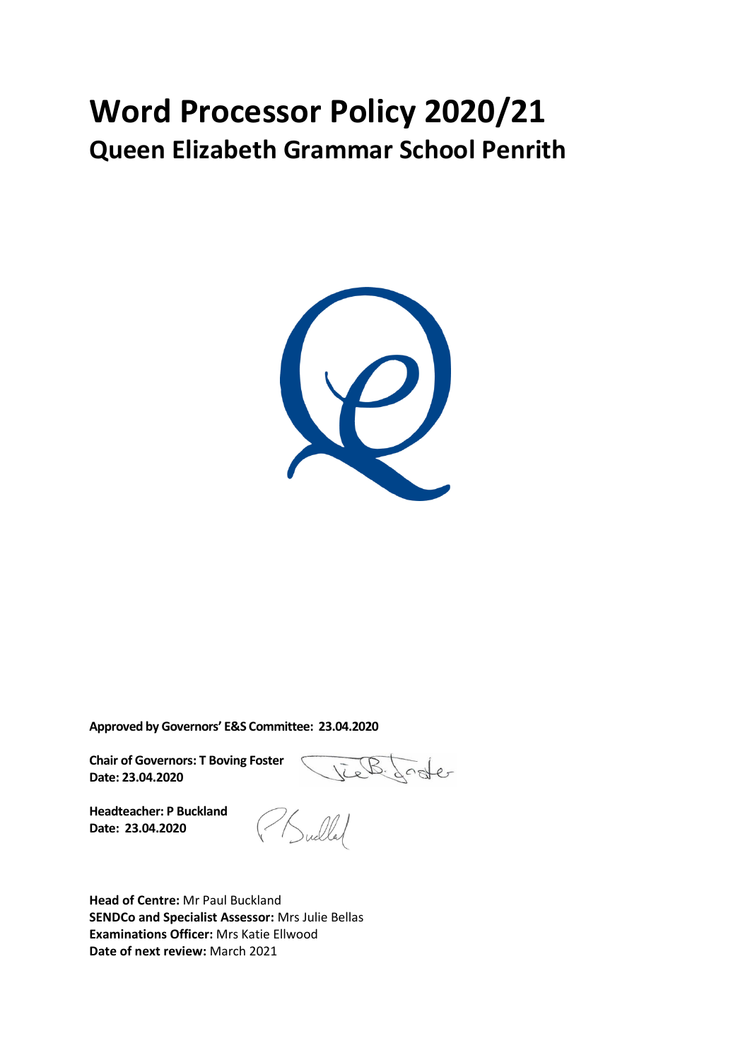# Word Processor Policy 2020/21

## Queen Elizabeth Grammar School Penrith

**Approved by Governors' E&S Committee: 23.04.2020**

**Chair of Governors: T Boving Foster**
**Date: 23.04.2020**

**Headteacher: P Buckland**
**Date: 23.04.2020**

**Head of Centre:** Mr Paul Buckland
**SENDCo and Specialist Assessor:** Mrs Julie Bellas
**Examinations Officer:** Mrs Katie Ellwood
**Date of next review:** March 2021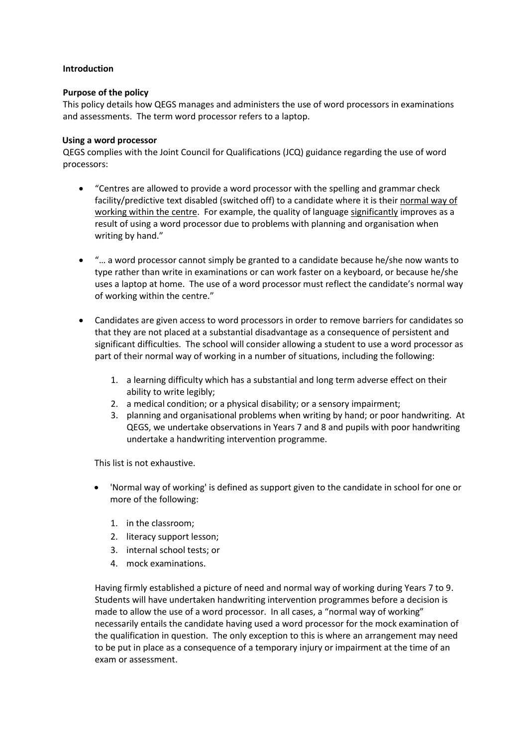**Introduction**

**Purpose of the policy**

This policy details how QEGS manages and administers the use of word processors in examinations and assessments. The term word processor refers to a laptop.

**Using a word processor**

QEGS complies with the Joint Council for Qualifications (JCQ) guidance regarding the use of word processors:

- "Centres are allowed to provide a word processor with the spelling and grammar check facility/predictive text disabled (switched off) to a candidate where it is their normal way of working within the centre. For example, the quality of language significantly improves as a result of using a word processor due to problems with planning and organisation when writing by hand."

- "… a word processor cannot simply be granted to a candidate because he/she now wants to type rather than write in examinations or can work faster on a keyboard, or because he/she uses a laptop at home. The use of a word processor must reflect the candidate's normal way of working within the centre."

- Candidates are given access to word processors in order to remove barriers for candidates so that they are not placed at a substantial disadvantage as a consequence of persistent and significant difficulties. The school will consider allowing a student to use a word processor as part of their normal way of working in a number of situations, including the following:

    1. a learning difficulty which has a substantial and long term adverse effect on their ability to write legibly;
    2. a medical condition; or a physical disability; or a sensory impairment;
    3. planning and organisational problems when writing by hand; or poor handwriting. At QEGS, we undertake observations in Years 7 and 8 and pupils with poor handwriting undertake a handwriting intervention programme.

  This list is not exhaustive.

- 'Normal way of working' is defined as support given to the candidate in school for one or more of the following:

    1. in the classroom;
    2. literacy support lesson;
    3. internal school tests; or
    4. mock examinations.

  Having firmly established a picture of need and normal way of working during Years 7 to 9. Students will have undertaken handwriting intervention programmes before a decision is made to allow the use of a word processor. In all cases, a "normal way of working" necessarily entails the candidate having used a word processor for the mock examination of the qualification in question. The only exception to this is where an arrangement may need to be put in place as a consequence of a temporary injury or impairment at the time of an exam or assessment.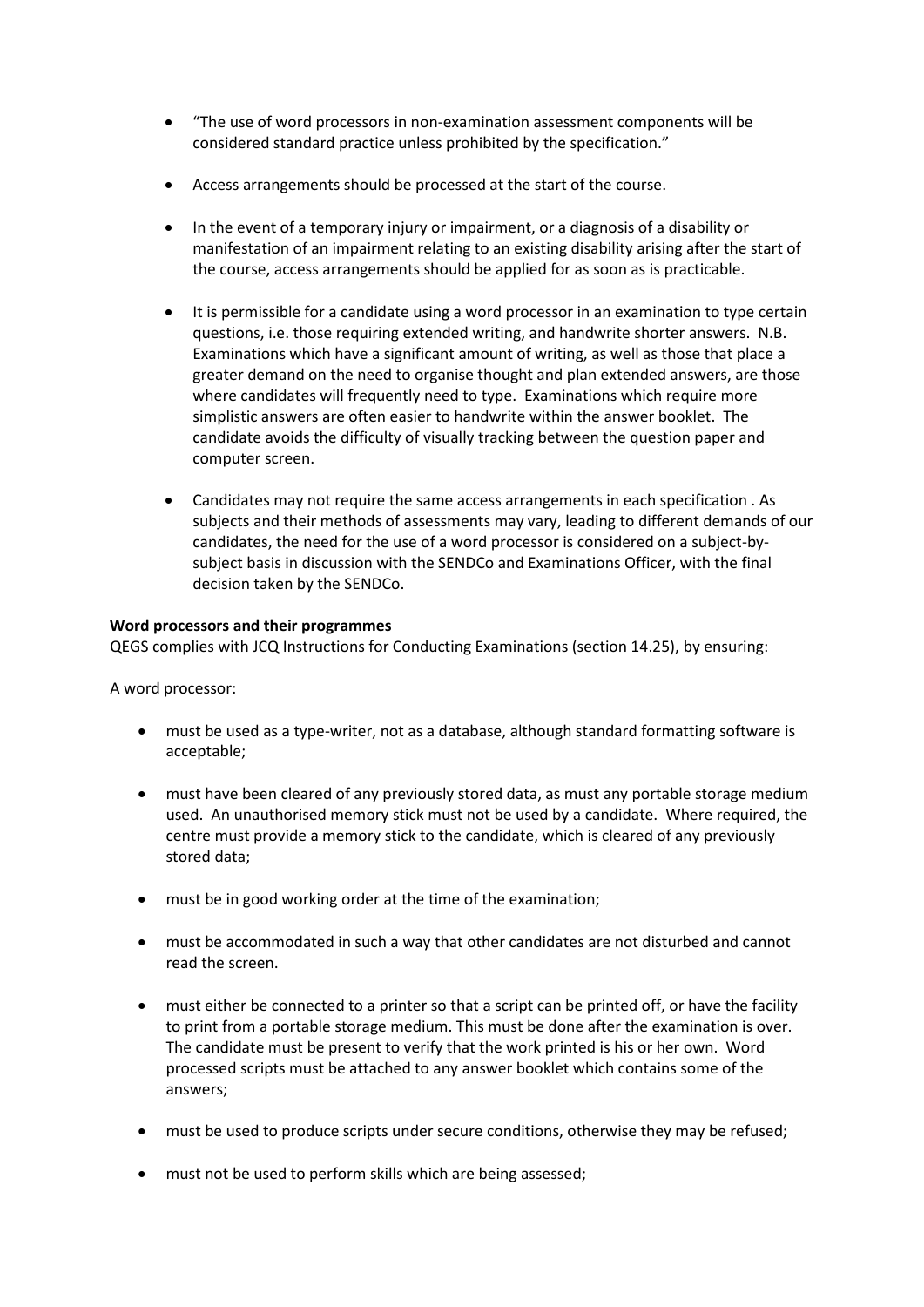- "The use of word processors in non-examination assessment components will be considered standard practice unless prohibited by the specification."

- Access arrangements should be processed at the start of the course.

- In the event of a temporary injury or impairment, or a diagnosis of a disability or manifestation of an impairment relating to an existing disability arising after the start of the course, access arrangements should be applied for as soon as is practicable.

- It is permissible for a candidate using a word processor in an examination to type certain questions, i.e. those requiring extended writing, and handwrite shorter answers. N.B. Examinations which have a significant amount of writing, as well as those that place a greater demand on the need to organise thought and plan extended answers, are those where candidates will frequently need to type. Examinations which require more simplistic answers are often easier to handwrite within the answer booklet. The candidate avoids the difficulty of visually tracking between the question paper and computer screen.

- Candidates may not require the same access arrangements in each specification . As subjects and their methods of assessments may vary, leading to different demands of our candidates, the need for the use of a word processor is considered on a subject-by-subject basis in discussion with the SENDCo and Examinations Officer, with the final decision taken by the SENDCo.

**Word processors and their programmes**

QEGS complies with JCQ Instructions for Conducting Examinations (section 14.25), by ensuring:

A word processor:

- must be used as a type-writer, not as a database, although standard formatting software is acceptable;

- must have been cleared of any previously stored data, as must any portable storage medium used. An unauthorised memory stick must not be used by a candidate. Where required, the centre must provide a memory stick to the candidate, which is cleared of any previously stored data;

- must be in good working order at the time of the examination;

- must be accommodated in such a way that other candidates are not disturbed and cannot read the screen.

- must either be connected to a printer so that a script can be printed off, or have the facility to print from a portable storage medium. This must be done after the examination is over. The candidate must be present to verify that the work printed is his or her own. Word processed scripts must be attached to any answer booklet which contains some of the answers;

- must be used to produce scripts under secure conditions, otherwise they may be refused;

- must not be used to perform skills which are being assessed;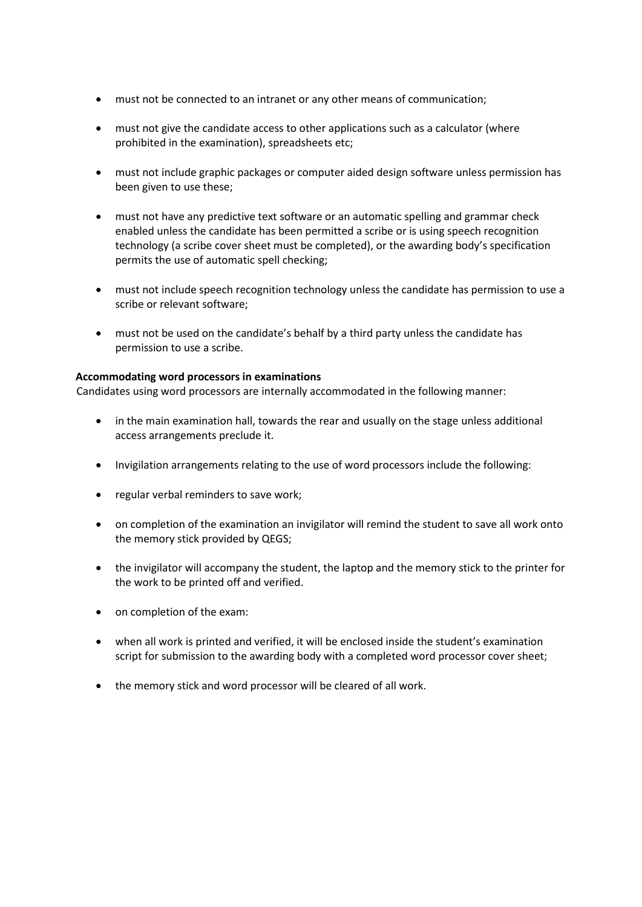- must not be connected to an intranet or any other means of communication;
- must not give the candidate access to other applications such as a calculator (where prohibited in the examination), spreadsheets etc;
- must not include graphic packages or computer aided design software unless permission has been given to use these;
- must not have any predictive text software or an automatic spelling and grammar check enabled unless the candidate has been permitted a scribe or is using speech recognition technology (a scribe cover sheet must be completed), or the awarding body's specification permits the use of automatic spell checking;
- must not include speech recognition technology unless the candidate has permission to use a scribe or relevant software;
- must not be used on the candidate's behalf by a third party unless the candidate has permission to use a scribe.

**Accommodating word processors in examinations**

Candidates using word processors are internally accommodated in the following manner:

- in the main examination hall, towards the rear and usually on the stage unless additional access arrangements preclude it.
- Invigilation arrangements relating to the use of word processors include the following:
- regular verbal reminders to save work;
- on completion of the examination an invigilator will remind the student to save all work onto the memory stick provided by QEGS;
- the invigilator will accompany the student, the laptop and the memory stick to the printer for the work to be printed off and verified.
- on completion of the exam:
- when all work is printed and verified, it will be enclosed inside the student's examination script for submission to the awarding body with a completed word processor cover sheet;
- the memory stick and word processor will be cleared of all work.